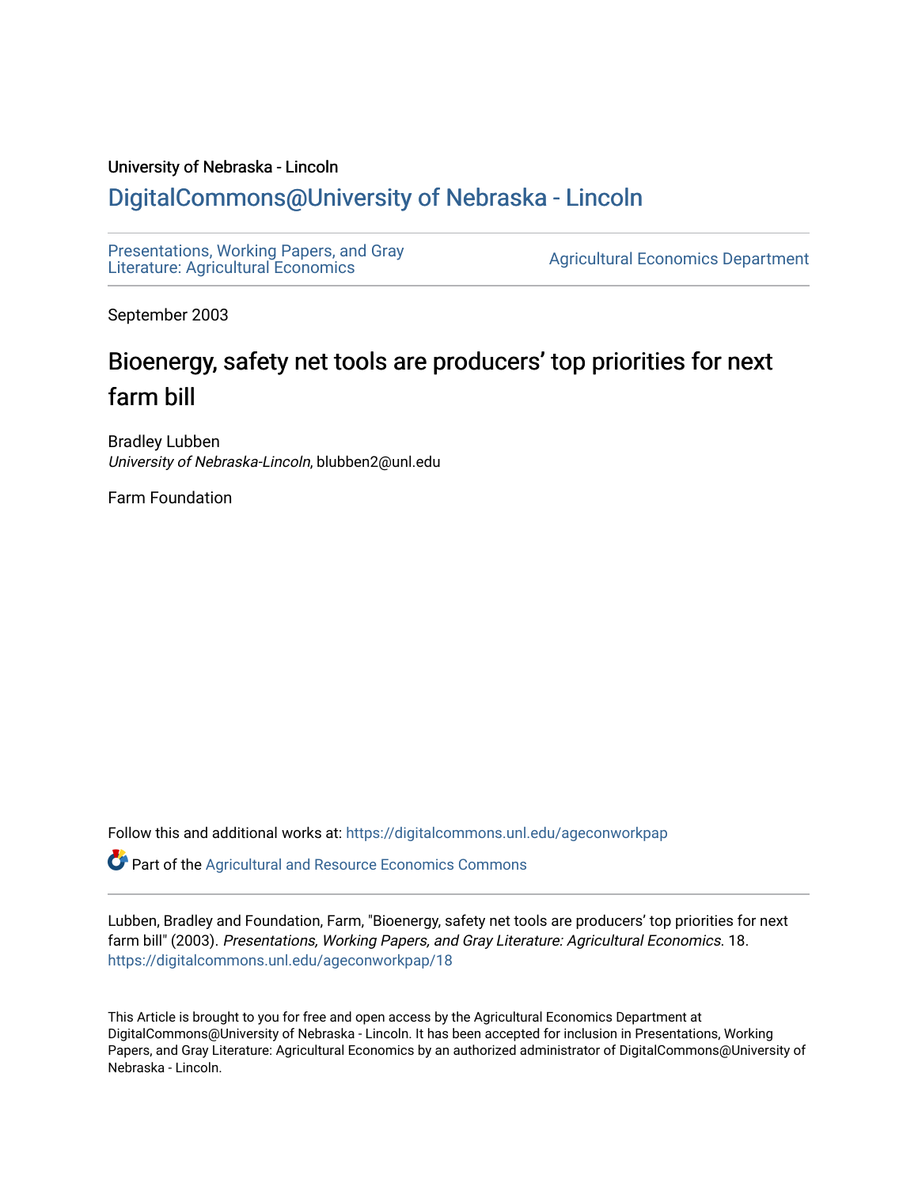University of Nebraska - Lincoln

## DigitalCommons@University of Nebraska - Lincoln

Presentations, Working Papers, and Gray Literature: Agricultural Economics

Agricultural Economics Department

September 2003

# Bioenergy, safety net tools are producers' top priorities for next farm bill

Bradley Lubben
*University of Nebraska-Lincoln*, blubben2@unl.edu

Farm Foundation

Follow this and additional works at: https://digitalcommons.unl.edu/ageconworkpap

Part of the Agricultural and Resource Economics Commons

Lubben, Bradley and Foundation, Farm, "Bioenergy, safety net tools are producers' top priorities for next farm bill" (2003). *Presentations, Working Papers, and Gray Literature: Agricultural Economics*. 18.
https://digitalcommons.unl.edu/ageconworkpap/18

This Article is brought to you for free and open access by the Agricultural Economics Department at DigitalCommons@University of Nebraska - Lincoln. It has been accepted for inclusion in Presentations, Working Papers, and Gray Literature: Agricultural Economics by an authorized administrator of DigitalCommons@University of Nebraska - Lincoln.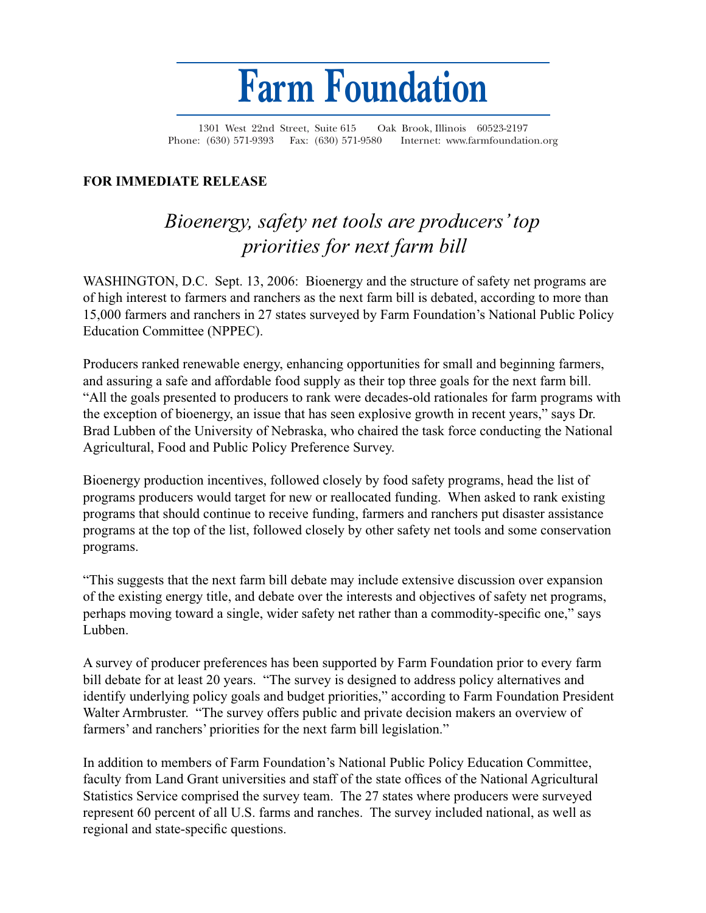# Farm Foundation

1301 West 22nd Street, Suite 615 Oak Brook, Illinois 60523-2197
Phone: (630) 571-9393 Fax: (630) 571-9580 Internet: www.farmfoundation.org

**FOR IMMEDIATE RELEASE**

## *Bioenergy, safety net tools are producers' top priorities for next farm bill*

WASHINGTON, D.C. Sept. 13, 2006: Bioenergy and the structure of safety net programs are of high interest to farmers and ranchers as the next farm bill is debated, according to more than 15,000 farmers and ranchers in 27 states surveyed by Farm Foundation's National Public Policy Education Committee (NPPEC).

Producers ranked renewable energy, enhancing opportunities for small and beginning farmers, and assuring a safe and affordable food supply as their top three goals for the next farm bill. "All the goals presented to producers to rank were decades-old rationales for farm programs with the exception of bioenergy, an issue that has seen explosive growth in recent years," says Dr. Brad Lubben of the University of Nebraska, who chaired the task force conducting the National Agricultural, Food and Public Policy Preference Survey.

Bioenergy production incentives, followed closely by food safety programs, head the list of programs producers would target for new or reallocated funding. When asked to rank existing programs that should continue to receive funding, farmers and ranchers put disaster assistance programs at the top of the list, followed closely by other safety net tools and some conservation programs.

"This suggests that the next farm bill debate may include extensive discussion over expansion of the existing energy title, and debate over the interests and objectives of safety net programs, perhaps moving toward a single, wider safety net rather than a commodity-specific one," says Lubben.

A survey of producer preferences has been supported by Farm Foundation prior to every farm bill debate for at least 20 years. "The survey is designed to address policy alternatives and identify underlying policy goals and budget priorities," according to Farm Foundation President Walter Armbruster. "The survey offers public and private decision makers an overview of farmers' and ranchers' priorities for the next farm bill legislation."

In addition to members of Farm Foundation's National Public Policy Education Committee, faculty from Land Grant universities and staff of the state offices of the National Agricultural Statistics Service comprised the survey team. The 27 states where producers were surveyed represent 60 percent of all U.S. farms and ranches. The survey included national, as well as regional and state-specific questions.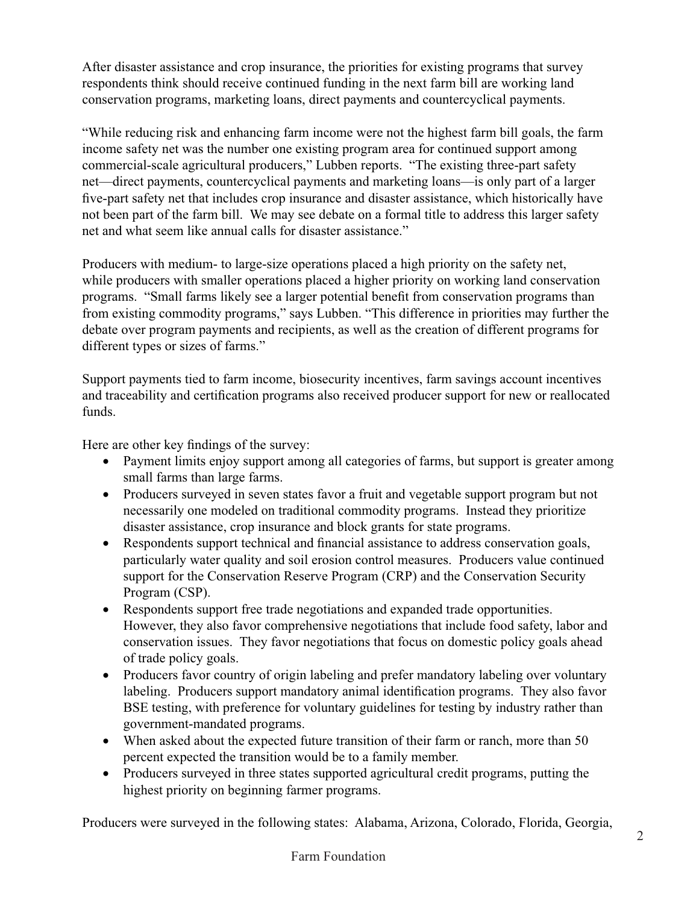After disaster assistance and crop insurance, the priorities for existing programs that survey respondents think should receive continued funding in the next farm bill are working land conservation programs, marketing loans, direct payments and countercyclical payments.

"While reducing risk and enhancing farm income were not the highest farm bill goals, the farm income safety net was the number one existing program area for continued support among commercial-scale agricultural producers," Lubben reports. "The existing three-part safety net—direct payments, countercyclical payments and marketing loans—is only part of a larger five-part safety net that includes crop insurance and disaster assistance, which historically have not been part of the farm bill. We may see debate on a formal title to address this larger safety net and what seem like annual calls for disaster assistance."

Producers with medium- to large-size operations placed a high priority on the safety net, while producers with smaller operations placed a higher priority on working land conservation programs. "Small farms likely see a larger potential benefit from conservation programs than from existing commodity programs," says Lubben. "This difference in priorities may further the debate over program payments and recipients, as well as the creation of different programs for different types or sizes of farms."

Support payments tied to farm income, biosecurity incentives, farm savings account incentives and traceability and certification programs also received producer support for new or reallocated funds.

Here are other key findings of the survey:

- Payment limits enjoy support among all categories of farms, but support is greater among small farms than large farms.
- Producers surveyed in seven states favor a fruit and vegetable support program but not necessarily one modeled on traditional commodity programs. Instead they prioritize disaster assistance, crop insurance and block grants for state programs.
- Respondents support technical and financial assistance to address conservation goals, particularly water quality and soil erosion control measures. Producers value continued support for the Conservation Reserve Program (CRP) and the Conservation Security Program (CSP).
- Respondents support free trade negotiations and expanded trade opportunities. However, they also favor comprehensive negotiations that include food safety, labor and conservation issues. They favor negotiations that focus on domestic policy goals ahead of trade policy goals.
- Producers favor country of origin labeling and prefer mandatory labeling over voluntary labeling. Producers support mandatory animal identification programs. They also favor BSE testing, with preference for voluntary guidelines for testing by industry rather than government-mandated programs.
- When asked about the expected future transition of their farm or ranch, more than 50 percent expected the transition would be to a family member.
- Producers surveyed in three states supported agricultural credit programs, putting the highest priority on beginning farmer programs.

Producers were surveyed in the following states: Alabama, Arizona, Colorado, Florida, Georgia,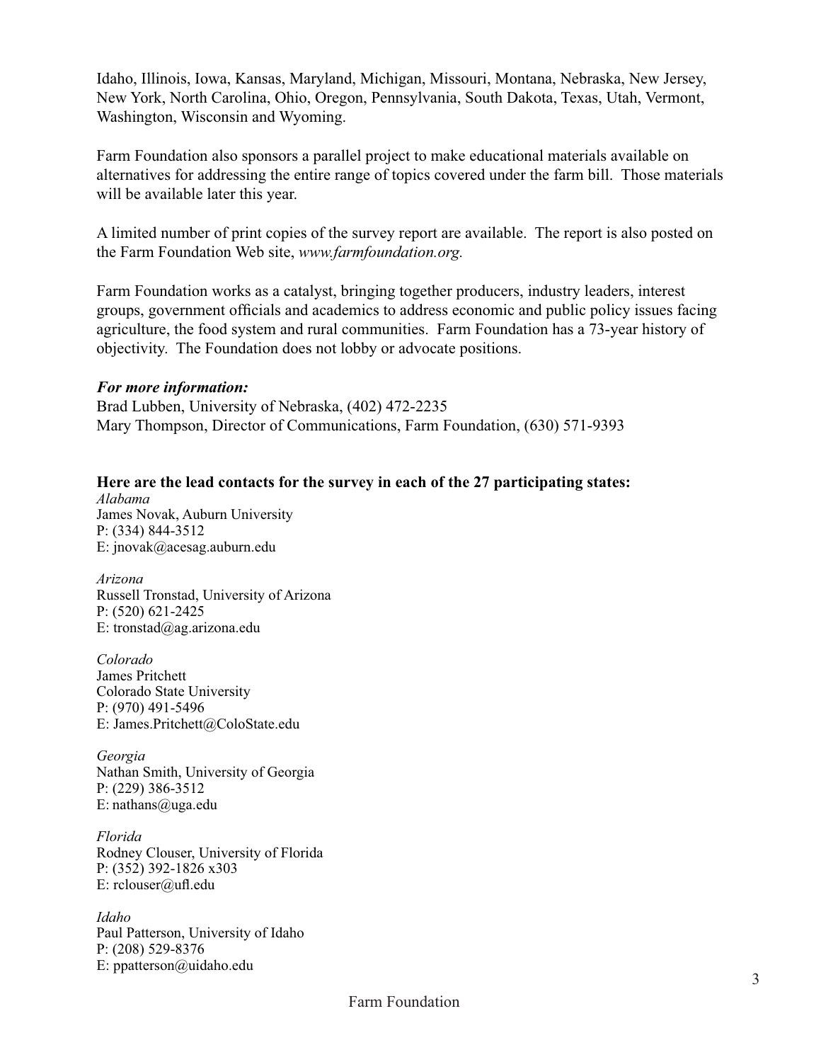Idaho, Illinois, Iowa, Kansas, Maryland, Michigan, Missouri, Montana, Nebraska, New Jersey, New York, North Carolina, Ohio, Oregon, Pennsylvania, South Dakota, Texas, Utah, Vermont, Washington, Wisconsin and Wyoming.

Farm Foundation also sponsors a parallel project to make educational materials available on alternatives for addressing the entire range of topics covered under the farm bill. Those materials will be available later this year.

A limited number of print copies of the survey report are available. The report is also posted on the Farm Foundation Web site, *www.farmfoundation.org.*

Farm Foundation works as a catalyst, bringing together producers, industry leaders, interest groups, government officials and academics to address economic and public policy issues facing agriculture, the food system and rural communities. Farm Foundation has a 73-year history of objectivity. The Foundation does not lobby or advocate positions.

***For more information:***
Brad Lubben, University of Nebraska, (402) 472-2235
Mary Thompson, Director of Communications, Farm Foundation, (630) 571-9393

**Here are the lead contacts for the survey in each of the 27 participating states:**

*Alabama*
James Novak, Auburn University
P: (334) 844-3512
E: jnovak@acesag.auburn.edu

*Arizona*
Russell Tronstad, University of Arizona
P: (520) 621-2425
E: tronstad@ag.arizona.edu

*Colorado*
James Pritchett
Colorado State University
P: (970) 491-5496
E: James.Pritchett@ColoState.edu

*Georgia*
Nathan Smith, University of Georgia
P: (229) 386-3512
E: nathans@uga.edu

*Florida*
Rodney Clouser, University of Florida
P: (352) 392-1826 x303
E: rclouser@ufl.edu

*Idaho*
Paul Patterson, University of Idaho
P: (208) 529-8376
E: ppatterson@uidaho.edu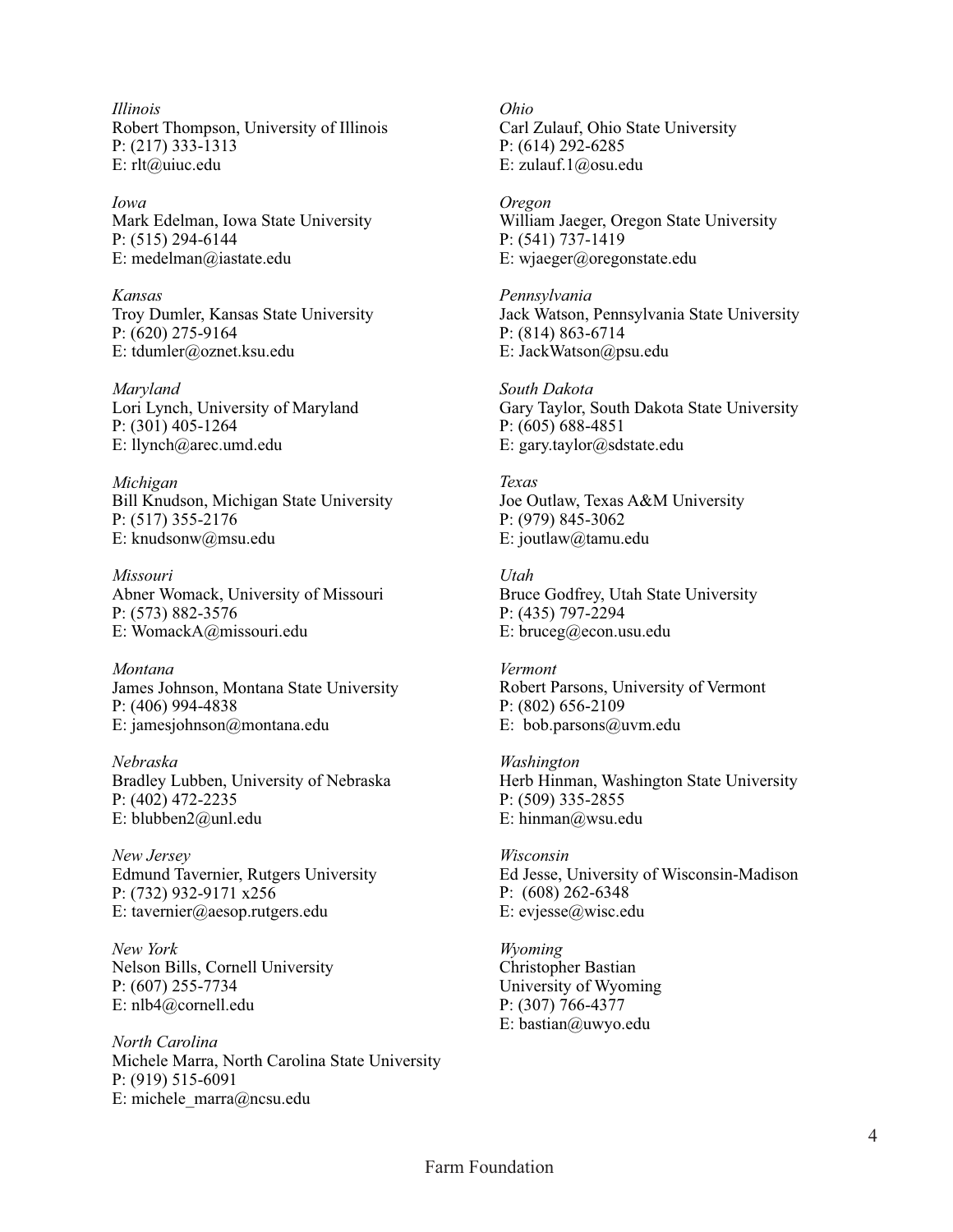*Illinois*
Robert Thompson, University of Illinois
P: (217) 333-1313
E: rlt@uiuc.edu

*Iowa*
Mark Edelman, Iowa State University
P: (515) 294-6144
E: medelman@iastate.edu

*Kansas*
Troy Dumler, Kansas State University
P: (620) 275-9164
E: tdumler@oznet.ksu.edu

*Maryland*
Lori Lynch, University of Maryland
P: (301) 405-1264
E: llynch@arec.umd.edu

*Michigan*
Bill Knudson, Michigan State University
P: (517) 355-2176
E: knudsonw@msu.edu

*Missouri*
Abner Womack, University of Missouri
P: (573) 882-3576
E: WomackA@missouri.edu

*Montana*
James Johnson, Montana State University
P: (406) 994-4838
E: jamesjohnson@montana.edu

*Nebraska*
Bradley Lubben, University of Nebraska
P: (402) 472-2235
E: blubben2@unl.edu

*New Jersey*
Edmund Tavernier, Rutgers University
P: (732) 932-9171 x256
E: tavernier@aesop.rutgers.edu

*New York*
Nelson Bills, Cornell University
P: (607) 255-7734
E: nlb4@cornell.edu

*North Carolina*
Michele Marra, North Carolina State University
P: (919) 515-6091
E: michele_marra@ncsu.edu

*Ohio*
Carl Zulauf, Ohio State University
P: (614) 292-6285
E: zulauf.1@osu.edu

*Oregon*
William Jaeger, Oregon State University
P: (541) 737-1419
E: wjaeger@oregonstate.edu

*Pennsylvania*
Jack Watson, Pennsylvania State University
P: (814) 863-6714
E: JackWatson@psu.edu

*South Dakota*
Gary Taylor, South Dakota State University
P: (605) 688-4851
E: gary.taylor@sdstate.edu

*Texas*
Joe Outlaw, Texas A&M University
P: (979) 845-3062
E: joutlaw@tamu.edu

*Utah*
Bruce Godfrey, Utah State University
P: (435) 797-2294
E: bruceg@econ.usu.edu

*Vermont*
Robert Parsons, University of Vermont
P: (802) 656-2109
E: bob.parsons@uvm.edu

*Washington*
Herb Hinman, Washington State University
P: (509) 335-2855
E: hinman@wsu.edu

*Wisconsin*
Ed Jesse, University of Wisconsin-Madison
P: (608) 262-6348
E: evjesse@wisc.edu

*Wyoming*
Christopher Bastian
University of Wyoming
P: (307) 766-4377
E: bastian@uwyo.edu